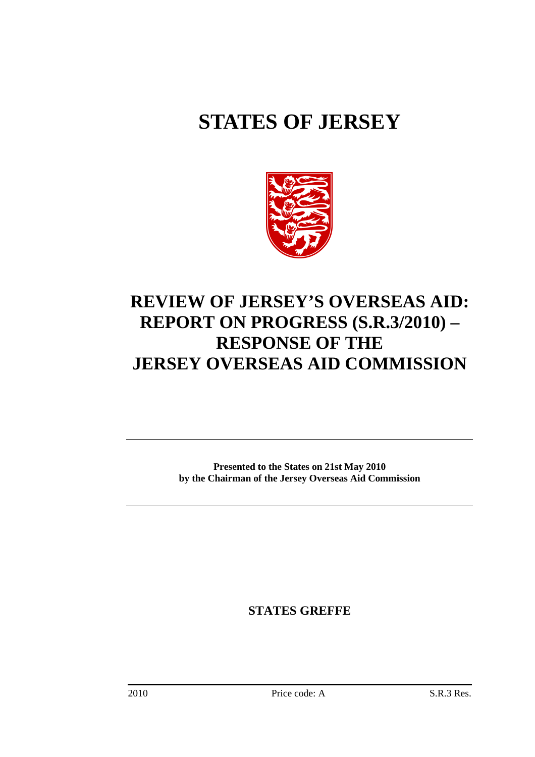# STATES OF JERSEY

## REVIEW OF JERSEY'S OVERSEAS AID: REPORT ON PROGRESS (S.R.3/2010) – RESPONSE OF THE JERSEY OVERSEAS AID COMMISSION

**Presented to the States on 21st May 2010 by the Chairman of the Jersey Overseas Aid Commission**

**STATES GREFFE**

2010 Price code: A S.R.3 Res.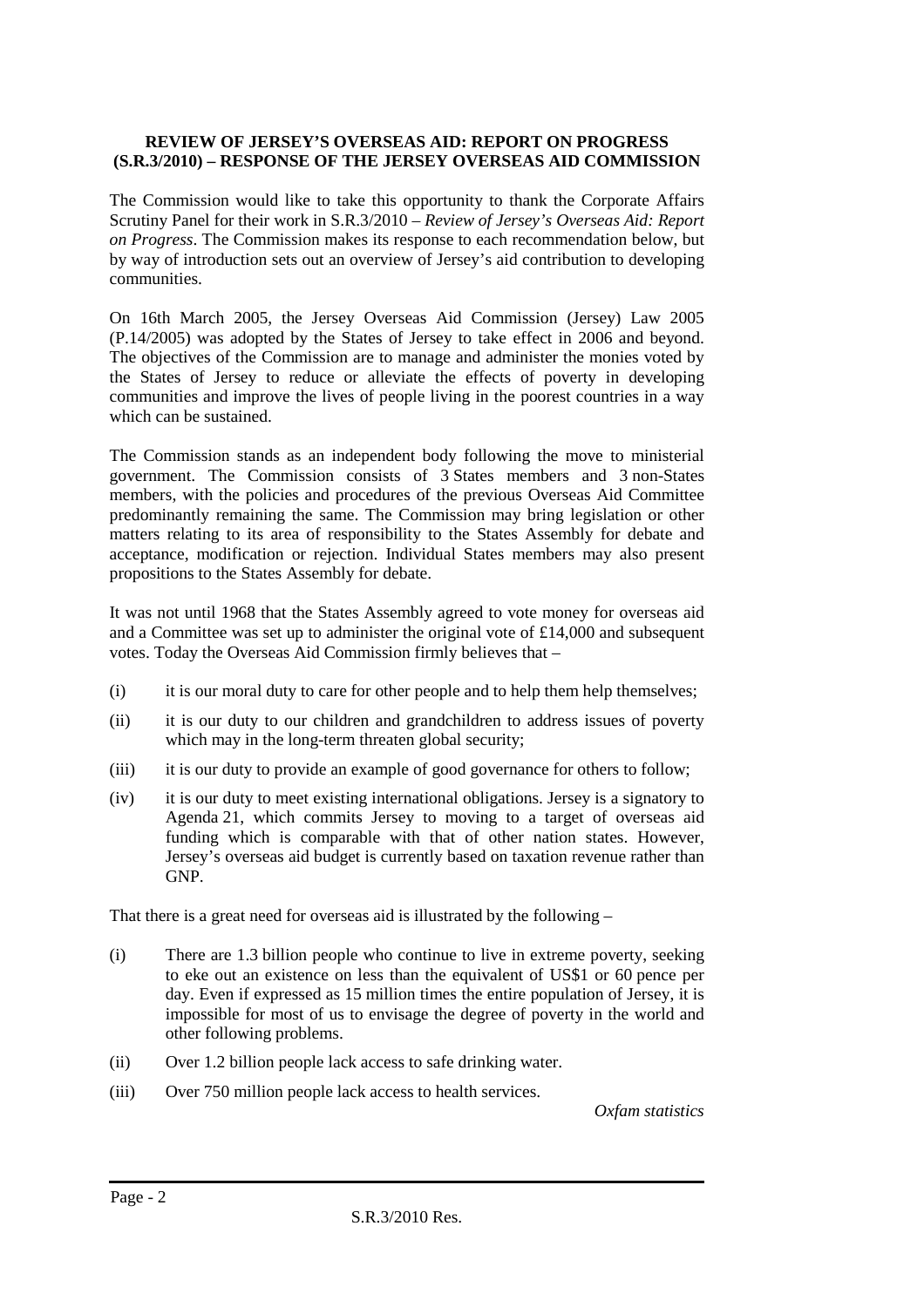**REVIEW OF JERSEY'S OVERSEAS AID: REPORT ON PROGRESS (S.R.3/2010) – RESPONSE OF THE JERSEY OVERSEAS AID COMMISSION**

The Commission would like to take this opportunity to thank the Corporate Affairs Scrutiny Panel for their work in S.R.3/2010 – *Review of Jersey's Overseas Aid: Report on Progress*. The Commission makes its response to each recommendation below, but by way of introduction sets out an overview of Jersey's aid contribution to developing communities.

On 16th March 2005, the Jersey Overseas Aid Commission (Jersey) Law 2005 (P.14/2005) was adopted by the States of Jersey to take effect in 2006 and beyond. The objectives of the Commission are to manage and administer the monies voted by the States of Jersey to reduce or alleviate the effects of poverty in developing communities and improve the lives of people living in the poorest countries in a way which can be sustained.

The Commission stands as an independent body following the move to ministerial government. The Commission consists of 3 States members and 3 non-States members, with the policies and procedures of the previous Overseas Aid Committee predominantly remaining the same. The Commission may bring legislation or other matters relating to its area of responsibility to the States Assembly for debate and acceptance, modification or rejection. Individual States members may also present propositions to the States Assembly for debate.

It was not until 1968 that the States Assembly agreed to vote money for overseas aid and a Committee was set up to administer the original vote of £14,000 and subsequent votes. Today the Overseas Aid Commission firmly believes that –

(i) it is our moral duty to care for other people and to help them help themselves;

(ii) it is our duty to our children and grandchildren to address issues of poverty which may in the long-term threaten global security;

(iii) it is our duty to provide an example of good governance for others to follow;

(iv) it is our duty to meet existing international obligations. Jersey is a signatory to Agenda 21, which commits Jersey to moving to a target of overseas aid funding which is comparable with that of other nation states. However, Jersey's overseas aid budget is currently based on taxation revenue rather than GNP.

That there is a great need for overseas aid is illustrated by the following –

(i) There are 1.3 billion people who continue to live in extreme poverty, seeking to eke out an existence on less than the equivalent of US$1 or 60 pence per day. Even if expressed as 15 million times the entire population of Jersey, it is impossible for most of us to envisage the degree of poverty in the world and other following problems.

(ii) Over 1.2 billion people lack access to safe drinking water.

(iii) Over 750 million people lack access to health services.

*Oxfam statistics*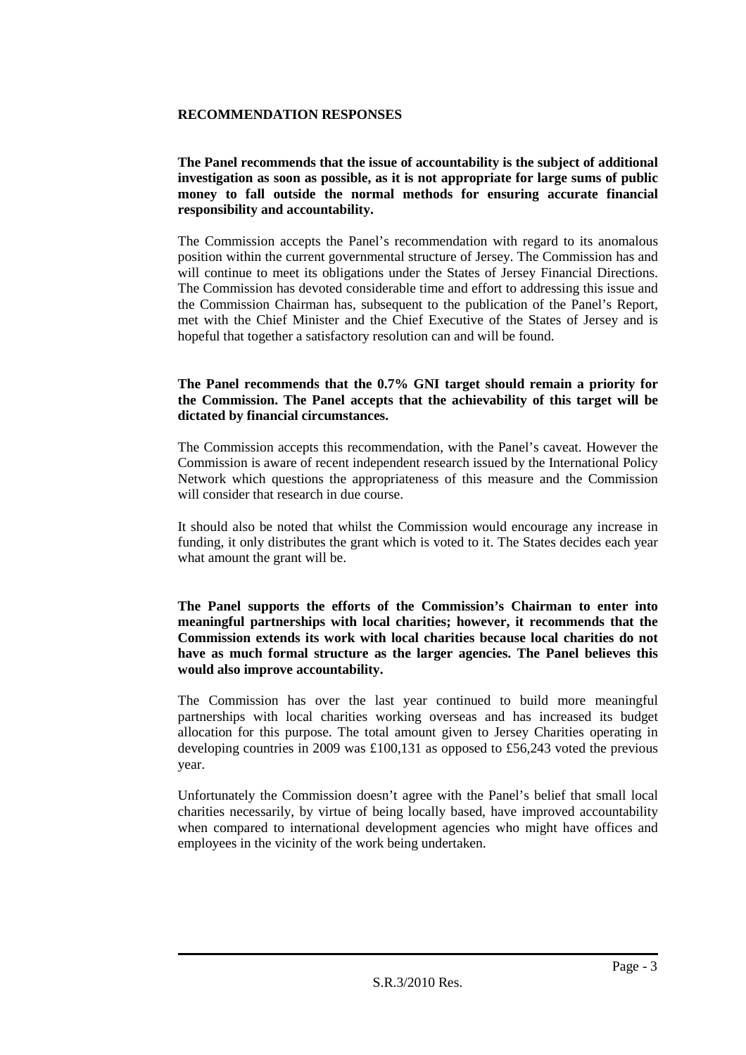## RECOMMENDATION RESPONSES

**The Panel recommends that the issue of accountability is the subject of additional investigation as soon as possible, as it is not appropriate for large sums of public money to fall outside the normal methods for ensuring accurate financial responsibility and accountability.**

The Commission accepts the Panel's recommendation with regard to its anomalous position within the current governmental structure of Jersey. The Commission has and will continue to meet its obligations under the States of Jersey Financial Directions. The Commission has devoted considerable time and effort to addressing this issue and the Commission Chairman has, subsequent to the publication of the Panel's Report, met with the Chief Minister and the Chief Executive of the States of Jersey and is hopeful that together a satisfactory resolution can and will be found.

**The Panel recommends that the 0.7% GNI target should remain a priority for the Commission. The Panel accepts that the achievability of this target will be dictated by financial circumstances.**

The Commission accepts this recommendation, with the Panel's caveat. However the Commission is aware of recent independent research issued by the International Policy Network which questions the appropriateness of this measure and the Commission will consider that research in due course.

It should also be noted that whilst the Commission would encourage any increase in funding, it only distributes the grant which is voted to it. The States decides each year what amount the grant will be.

**The Panel supports the efforts of the Commission's Chairman to enter into meaningful partnerships with local charities; however, it recommends that the Commission extends its work with local charities because local charities do not have as much formal structure as the larger agencies. The Panel believes this would also improve accountability.**

The Commission has over the last year continued to build more meaningful partnerships with local charities working overseas and has increased its budget allocation for this purpose. The total amount given to Jersey Charities operating in developing countries in 2009 was £100,131 as opposed to £56,243 voted the previous year.

Unfortunately the Commission doesn't agree with the Panel's belief that small local charities necessarily, by virtue of being locally based, have improved accountability when compared to international development agencies who might have offices and employees in the vicinity of the work being undertaken.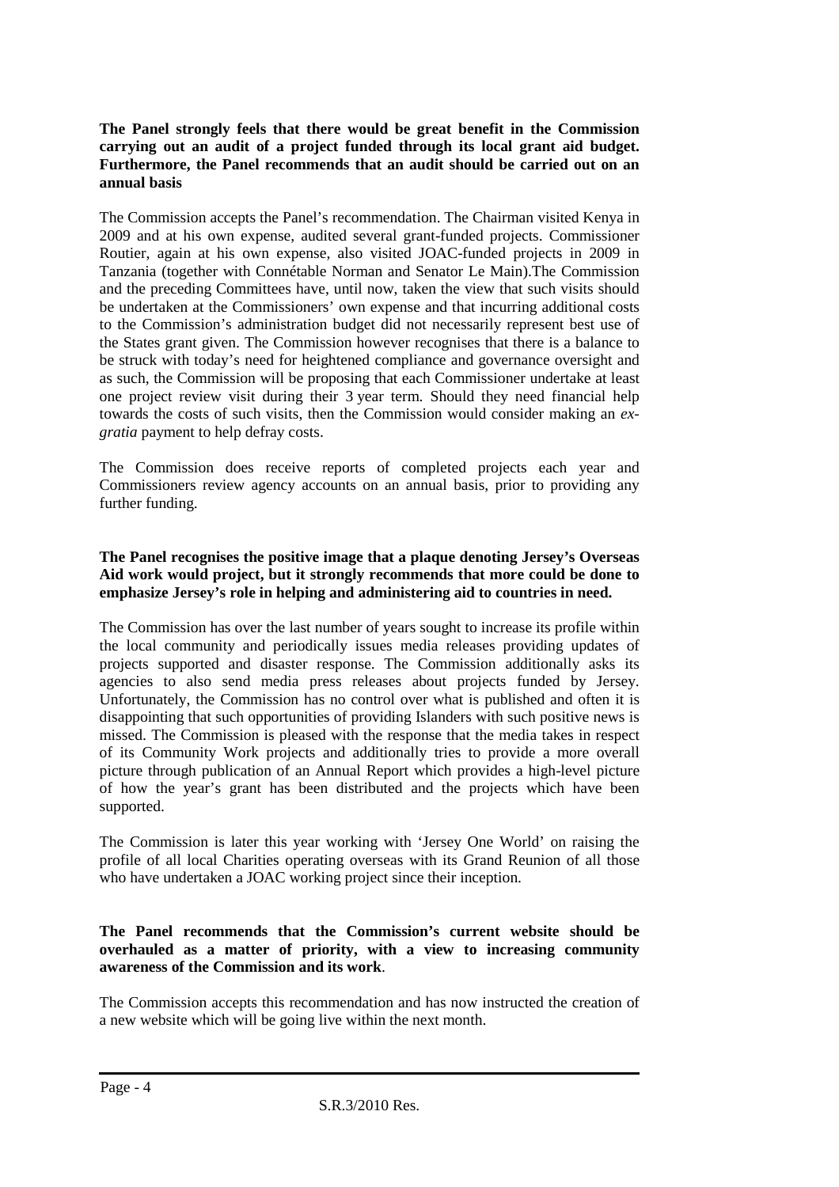**The Panel strongly feels that there would be great benefit in the Commission carrying out an audit of a project funded through its local grant aid budget. Furthermore, the Panel recommends that an audit should be carried out on an annual basis**

The Commission accepts the Panel's recommendation. The Chairman visited Kenya in 2009 and at his own expense, audited several grant-funded projects. Commissioner Routier, again at his own expense, also visited JOAC-funded projects in 2009 in Tanzania (together with Connétable Norman and Senator Le Main).The Commission and the preceding Committees have, until now, taken the view that such visits should be undertaken at the Commissioners' own expense and that incurring additional costs to the Commission's administration budget did not necessarily represent best use of the States grant given. The Commission however recognises that there is a balance to be struck with today's need for heightened compliance and governance oversight and as such, the Commission will be proposing that each Commissioner undertake at least one project review visit during their 3 year term. Should they need financial help towards the costs of such visits, then the Commission would consider making an *ex-gratia* payment to help defray costs.

The Commission does receive reports of completed projects each year and Commissioners review agency accounts on an annual basis, prior to providing any further funding.

**The Panel recognises the positive image that a plaque denoting Jersey's Overseas Aid work would project, but it strongly recommends that more could be done to emphasize Jersey's role in helping and administering aid to countries in need.**

The Commission has over the last number of years sought to increase its profile within the local community and periodically issues media releases providing updates of projects supported and disaster response. The Commission additionally asks its agencies to also send media press releases about projects funded by Jersey. Unfortunately, the Commission has no control over what is published and often it is disappointing that such opportunities of providing Islanders with such positive news is missed. The Commission is pleased with the response that the media takes in respect of its Community Work projects and additionally tries to provide a more overall picture through publication of an Annual Report which provides a high-level picture of how the year's grant has been distributed and the projects which have been supported.

The Commission is later this year working with 'Jersey One World' on raising the profile of all local Charities operating overseas with its Grand Reunion of all those who have undertaken a JOAC working project since their inception.

**The Panel recommends that the Commission's current website should be overhauled as a matter of priority, with a view to increasing community awareness of the Commission and its work**.

The Commission accepts this recommendation and has now instructed the creation of a new website which will be going live within the next month.